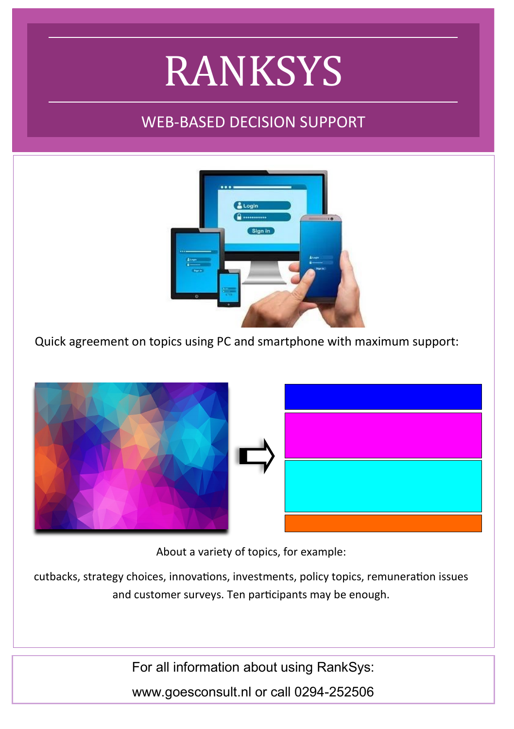# RANKSYS

## WEB-BASED DECISION SUPPORT

Quick agreement on topics using PC and smartphone with maximum support:

About a variety of topics, for example:

cutbacks, strategy choices, innovations, investments, policy topics, remuneration issues and customer surveys. Ten participants may be enough.

For all information about using RankSys:

www.goesconsult.nl or call 0294-252506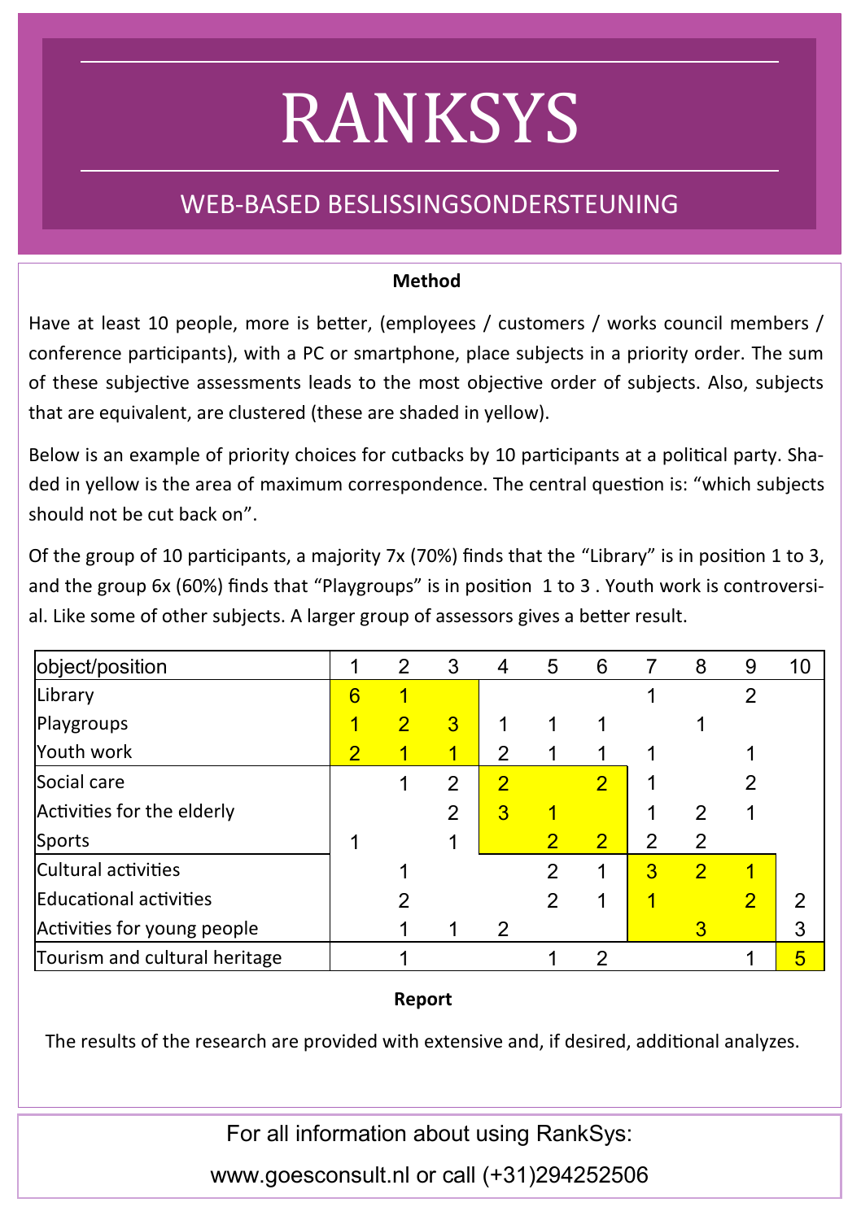# RANKSYS

## WEB-BASED BESLISSINGSONDERSTEUNING

**Method**

Have at least 10 people, more is better, (employees / customers / works council members / conference participants), with a PC or smartphone, place subjects in a priority order. The sum of these subjective assessments leads to the most objective order of subjects. Also, subjects that are equivalent, are clustered (these are shaded in yellow).

Below is an example of priority choices for cutbacks by 10 participants at a political party. Shaded in yellow is the area of maximum correspondence. The central question is: "which subjects should not be cut back on".

Of the group of 10 participants, a majority 7x (70%) finds that the "Library" is in position 1 to 3, and the group 6x (60%) finds that "Playgroups" is in position 1 to 3 . Youth work is controversial. Like some of other subjects. A larger group of assessors gives a better result.

| object/position | 1 | 2 | 3 | 4 | 5 | 6 | 7 | 8 | 9 | 10 |
|---|---|---|---|---|---|---|---|---|---|---|
| Library | 6 | 1 | | | | | 1 | | 2 | |
| Playgroups | 1 | 2 | 3 | 1 | 1 | 1 | | 1 | | |
| Youth work | 2 | 1 | 1 | 2 | 1 | 1 | 1 | | 1 | |
| Social care | | 1 | 2 | 2 | | 2 | 1 | | 2 | |
| Activities for the elderly | | | 2 | 3 | 1 | | 1 | 2 | 1 | |
| Sports | 1 | | 1 | | 2 | 2 | 2 | 2 | | |
| Cultural activities | | 1 | | | 2 | 1 | 3 | 2 | 1 | |
| Educational activities | | 2 | | | 2 | 1 | 1 | | 2 | 2 |
| Activities for young people | | 1 | 1 | 2 | | | | 3 | | 3 |
| Tourism and cultural heritage | | 1 | | | 1 | 2 | | | 1 | 5 |

**Report**

The results of the research are provided with extensive and, if desired, additional analyzes.

For all information about using RankSys:

www.goesconsult.nl or call (+31)294252506